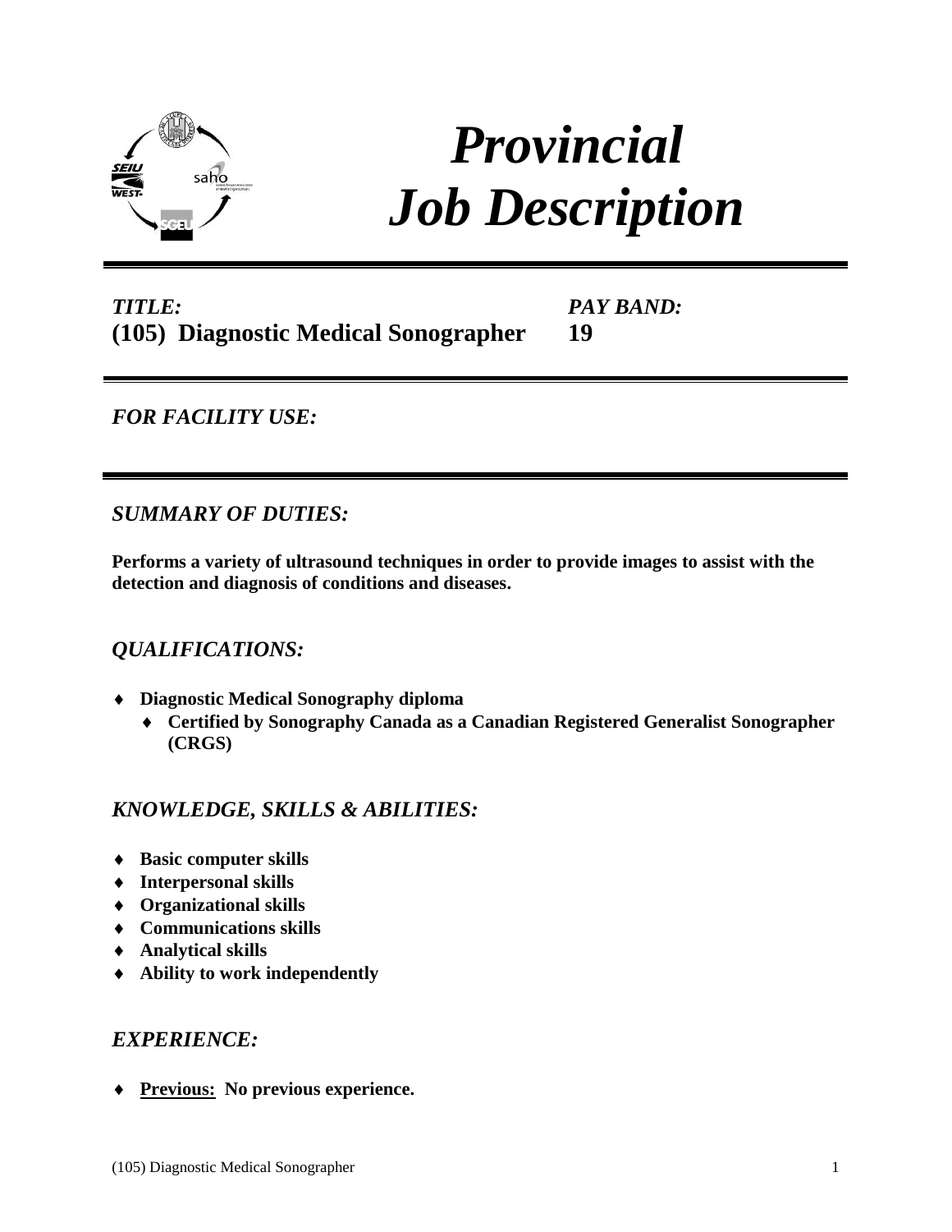# *Provincial Job Description*

***TITLE:***
**(105) Diagnostic Medical Sonographer**

***PAY BAND:***
**19**

---

## *FOR FACILITY USE:*

---

## *SUMMARY OF DUTIES:*

**Performs a variety of ultrasound techniques in order to provide images to assist with the detection and diagnosis of conditions and diseases.**

## *QUALIFICATIONS:*

- **Diagnostic Medical Sonography diploma**
  - **Certified by Sonography Canada as a Canadian Registered Generalist Sonographer (CRGS)**

## *KNOWLEDGE, SKILLS & ABILITIES:*

- **Basic computer skills**
- **Interpersonal skills**
- **Organizational skills**
- **Communications skills**
- **Analytical skills**
- **Ability to work independently**

## *EXPERIENCE:*

- **Previous: No previous experience.**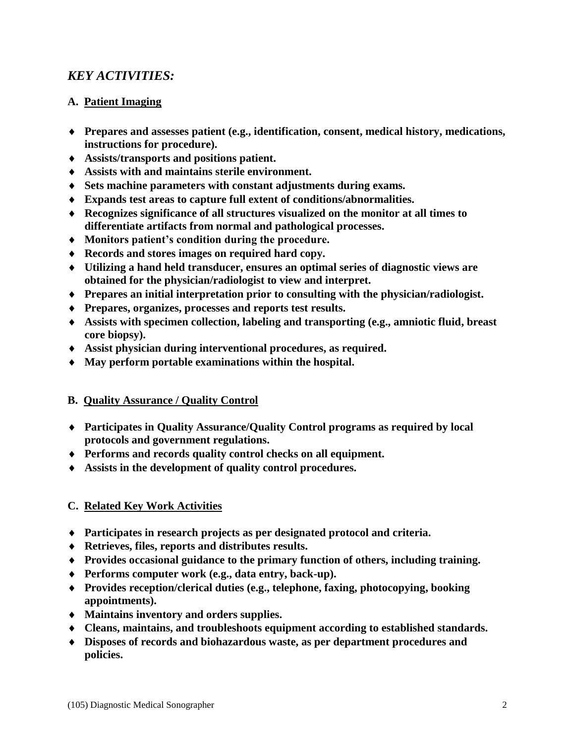## *KEY ACTIVITIES:*

### A. Patient Imaging

- **Prepares and assesses patient (e.g., identification, consent, medical history, medications, instructions for procedure).**
- **Assists/transports and positions patient.**
- **Assists with and maintains sterile environment.**
- **Sets machine parameters with constant adjustments during exams.**
- **Expands test areas to capture full extent of conditions/abnormalities.**
- **Recognizes significance of all structures visualized on the monitor at all times to differentiate artifacts from normal and pathological processes.**
- **Monitors patient's condition during the procedure.**
- **Records and stores images on required hard copy.**
- **Utilizing a hand held transducer, ensures an optimal series of diagnostic views are obtained for the physician/radiologist to view and interpret.**
- **Prepares an initial interpretation prior to consulting with the physician/radiologist.**
- **Prepares, organizes, processes and reports test results.**
- **Assists with specimen collection, labeling and transporting (e.g., amniotic fluid, breast core biopsy).**
- **Assist physician during interventional procedures, as required.**
- **May perform portable examinations within the hospital.**

### B. Quality Assurance / Quality Control

- **Participates in Quality Assurance/Quality Control programs as required by local protocols and government regulations.**
- **Performs and records quality control checks on all equipment.**
- **Assists in the development of quality control procedures.**

### C. Related Key Work Activities

- **Participates in research projects as per designated protocol and criteria.**
- **Retrieves, files, reports and distributes results.**
- **Provides occasional guidance to the primary function of others, including training.**
- **Performs computer work (e.g., data entry, back-up).**
- **Provides reception/clerical duties (e.g., telephone, faxing, photocopying, booking appointments).**
- **Maintains inventory and orders supplies.**
- **Cleans, maintains, and troubleshoots equipment according to established standards.**
- **Disposes of records and biohazardous waste, as per department procedures and policies.**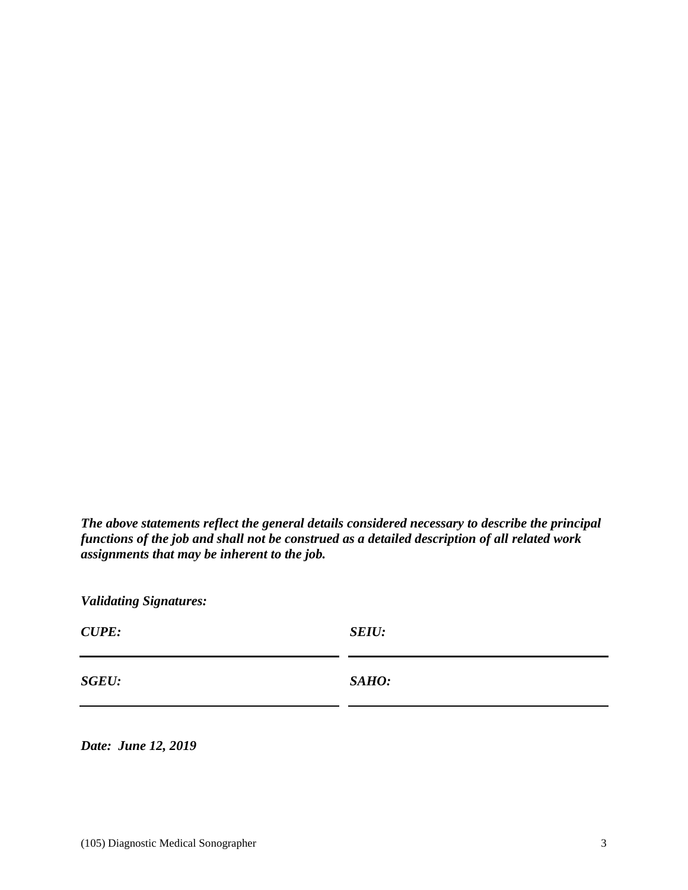***The above statements reflect the general details considered necessary to describe the principal functions of the job and shall not be construed as a detailed description of all related work assignments that may be inherent to the job.***

***Validating Signatures:***

| | |
|---|---|
| ***CUPE:*** | ***SEIU:*** |
| ***SGEU:*** | ***SAHO:*** |

***Date: June 12, 2019***